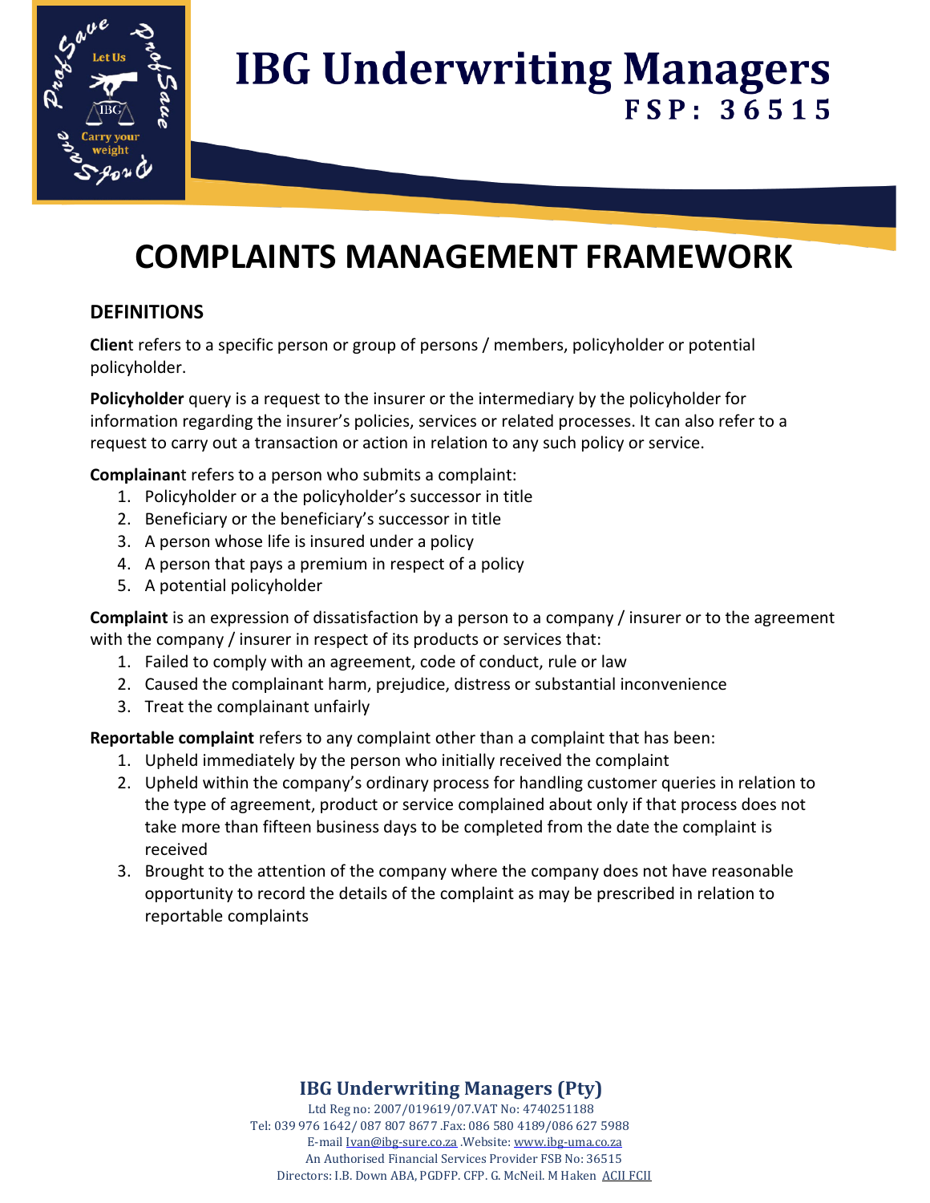# IBG Underwriting Managers
**FSP: 36515**

# COMPLAINTS MANAGEMENT FRAMEWORK

## DEFINITIONS

**Client** refers to a specific person or group of persons / members, policyholder or potential policyholder.

**Policyholder** query is a request to the insurer or the intermediary by the policyholder for information regarding the insurer's policies, services or related processes. It can also refer to a request to carry out a transaction or action in relation to any such policy or service.

**Complainant** refers to a person who submits a complaint:

1. Policyholder or a the policyholder's successor in title
2. Beneficiary or the beneficiary's successor in title
3. A person whose life is insured under a policy
4. A person that pays a premium in respect of a policy
5. A potential policyholder

**Complaint** is an expression of dissatisfaction by a person to a company / insurer or to the agreement with the company / insurer in respect of its products or services that:

1. Failed to comply with an agreement, code of conduct, rule or law
2. Caused the complainant harm, prejudice, distress or substantial inconvenience
3. Treat the complainant unfairly

**Reportable complaint** refers to any complaint other than a complaint that has been:

1. Upheld immediately by the person who initially received the complaint
2. Upheld within the company's ordinary process for handling customer queries in relation to the type of agreement, product or service complained about only if that process does not take more than fifteen business days to be completed from the date the complaint is received
3. Brought to the attention of the company where the company does not have reasonable opportunity to record the details of the complaint as may be prescribed in relation to reportable complaints

**IBG Underwriting Managers (Pty)**
Ltd Reg no: 2007/019619/07.VAT No: 4740251188
Tel: 039 976 1642/ 087 807 8677 .Fax: 086 580 4189/086 627 5988
E-mail Ivan@ibg-sure.co.za .Website: www.ibg-uma.co.za
An Authorised Financial Services Provider FSB No: 36515
Directors: I.B. Down ABA, PGDFP. CFP. G. McNeil. M Haken ACII FCII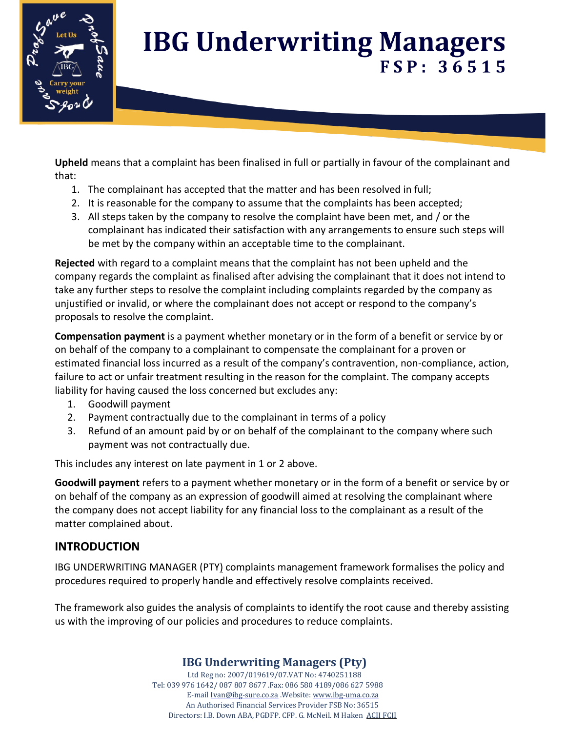**Upheld** means that a complaint has been finalised in full or partially in favour of the complainant and that:

1. The complainant has accepted that the matter and has been resolved in full;
2. It is reasonable for the company to assume that the complaints has been accepted;
3. All steps taken by the company to resolve the complaint have been met, and / or the complainant has indicated their satisfaction with any arrangements to ensure such steps will be met by the company within an acceptable time to the complainant.

**Rejected** with regard to a complaint means that the complaint has not been upheld and the company regards the complaint as finalised after advising the complainant that it does not intend to take any further steps to resolve the complaint including complaints regarded by the company as unjustified or invalid, or where the complainant does not accept or respond to the company's proposals to resolve the complaint.

**Compensation payment** is a payment whether monetary or in the form of a benefit or service by or on behalf of the company to a complainant to compensate the complainant for a proven or estimated financial loss incurred as a result of the company's contravention, non-compliance, action, failure to act or unfair treatment resulting in the reason for the complaint. The company accepts liability for having caused the loss concerned but excludes any:

1. Goodwill payment
2. Payment contractually due to the complainant in terms of a policy
3. Refund of an amount paid by or on behalf of the complainant to the company where such payment was not contractually due.

This includes any interest on late payment in 1 or 2 above.

**Goodwill payment** refers to a payment whether monetary or in the form of a benefit or service by or on behalf of the company as an expression of goodwill aimed at resolving the complainant where the company does not accept liability for any financial loss to the complainant as a result of the matter complained about.

## INTRODUCTION

IBG UNDERWRITING MANAGER (PTY) complaints management framework formalises the policy and procedures required to properly handle and effectively resolve complaints received.

The framework also guides the analysis of complaints to identify the root cause and thereby assisting us with the improving of our policies and procedures to reduce complaints.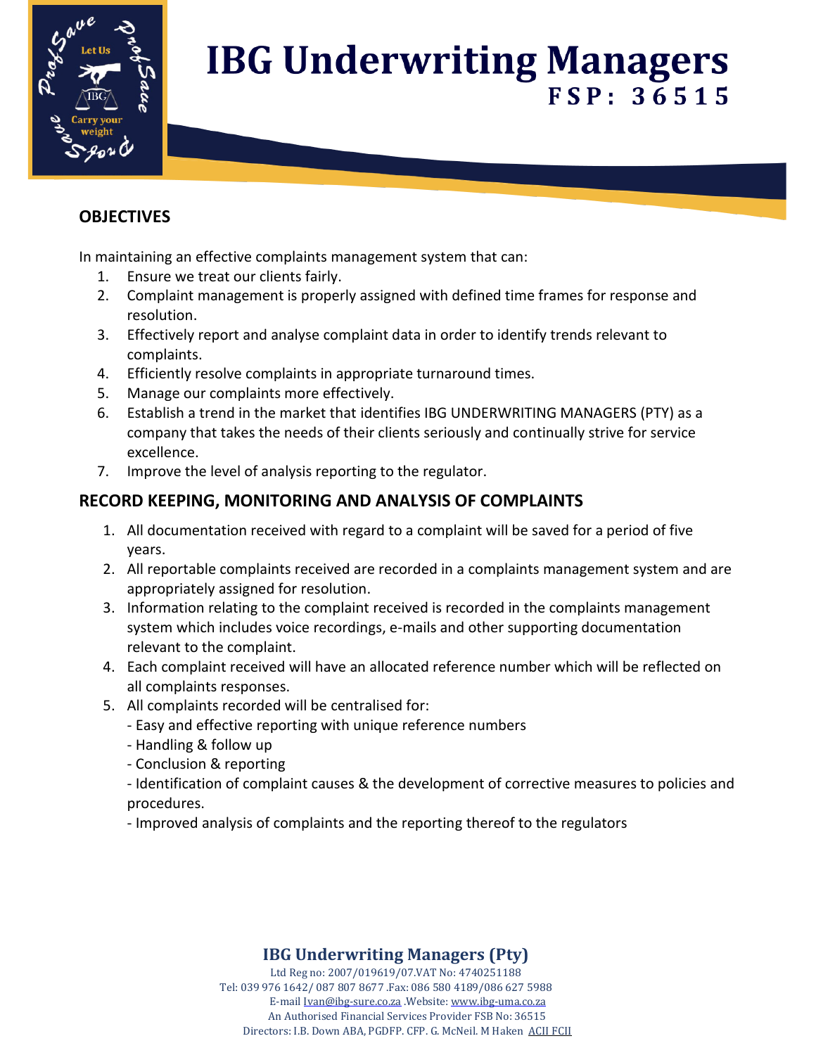## OBJECTIVES

In maintaining an effective complaints management system that can:

1. Ensure we treat our clients fairly.
2. Complaint management is properly assigned with defined time frames for response and resolution.
3. Effectively report and analyse complaint data in order to identify trends relevant to complaints.
4. Efficiently resolve complaints in appropriate turnaround times.
5. Manage our complaints more effectively.
6. Establish a trend in the market that identifies IBG UNDERWRITING MANAGERS (PTY) as a company that takes the needs of their clients seriously and continually strive for service excellence.
7. Improve the level of analysis reporting to the regulator.

## RECORD KEEPING, MONITORING AND ANALYSIS OF COMPLAINTS

1. All documentation received with regard to a complaint will be saved for a period of five years.
2. All reportable complaints received are recorded in a complaints management system and are appropriately assigned for resolution.
3. Information relating to the complaint received is recorded in the complaints management system which includes voice recordings, e-mails and other supporting documentation relevant to the complaint.
4. Each complaint received will have an allocated reference number which will be reflected on all complaints responses.
5. All complaints recorded will be centralised for:
   - Easy and effective reporting with unique reference numbers
   - Handling & follow up
   - Conclusion & reporting
   - Identification of complaint causes & the development of corrective measures to policies and procedures.
   - Improved analysis of complaints and the reporting thereof to the regulators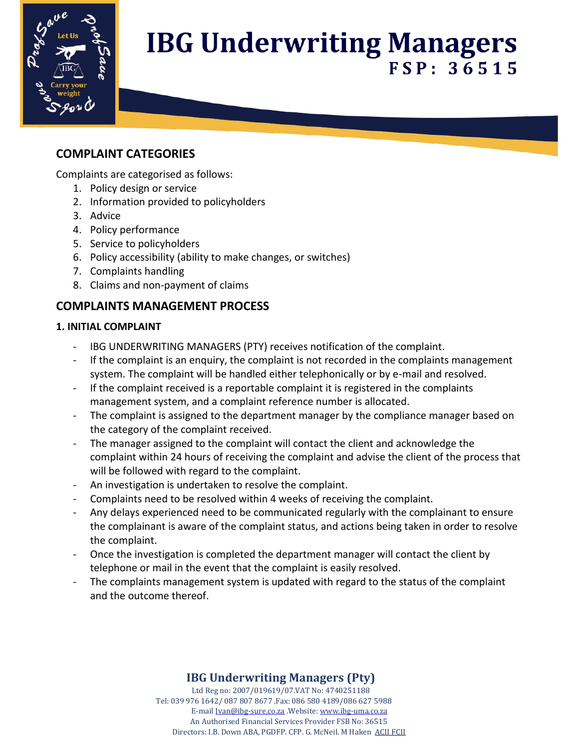## COMPLAINT CATEGORIES

Complaints are categorised as follows:

1. Policy design or service
2. Information provided to policyholders
3. Advice
4. Policy performance
5. Service to policyholders
6. Policy accessibility (ability to make changes, or switches)
7. Complaints handling
8. Claims and non-payment of claims

## COMPLAINTS MANAGEMENT PROCESS

### 1. INITIAL COMPLAINT

- IBG UNDERWRITING MANAGERS (PTY) receives notification of the complaint.
- If the complaint is an enquiry, the complaint is not recorded in the complaints management system. The complaint will be handled either telephonically or by e-mail and resolved.
- If the complaint received is a reportable complaint it is registered in the complaints management system, and a complaint reference number is allocated.
- The complaint is assigned to the department manager by the compliance manager based on the category of the complaint received.
- The manager assigned to the complaint will contact the client and acknowledge the complaint within 24 hours of receiving the complaint and advise the client of the process that will be followed with regard to the complaint.
- An investigation is undertaken to resolve the complaint.
- Complaints need to be resolved within 4 weeks of receiving the complaint.
- Any delays experienced need to be communicated regularly with the complainant to ensure the complainant is aware of the complaint status, and actions being taken in order to resolve the complaint.
- Once the investigation is completed the department manager will contact the client by telephone or mail in the event that the complaint is easily resolved.
- The complaints management system is updated with regard to the status of the complaint and the outcome thereof.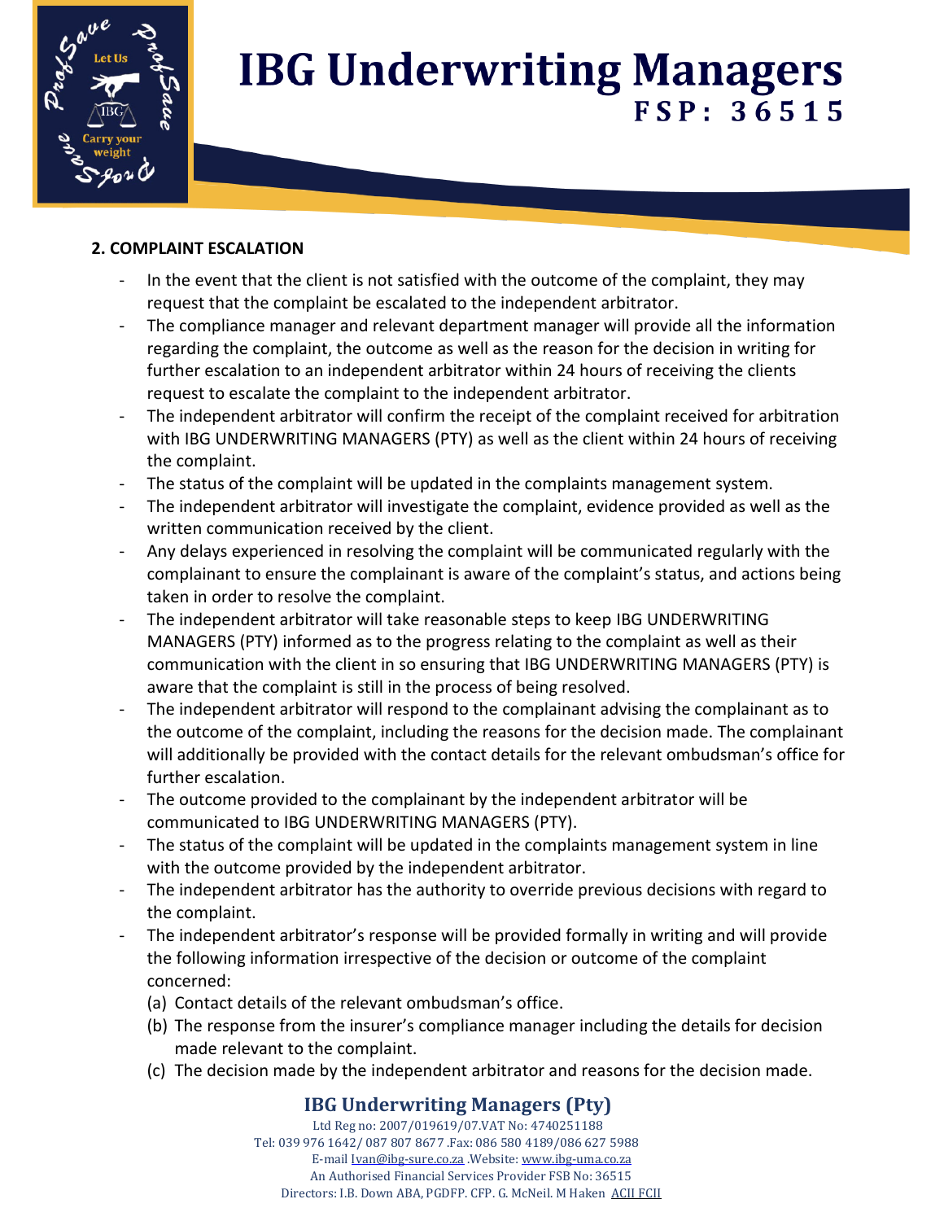**2. COMPLAINT ESCALATION**

- In the event that the client is not satisfied with the outcome of the complaint, they may request that the complaint be escalated to the independent arbitrator.
- The compliance manager and relevant department manager will provide all the information regarding the complaint, the outcome as well as the reason for the decision in writing for further escalation to an independent arbitrator within 24 hours of receiving the clients request to escalate the complaint to the independent arbitrator.
- The independent arbitrator will confirm the receipt of the complaint received for arbitration with IBG UNDERWRITING MANAGERS (PTY) as well as the client within 24 hours of receiving the complaint.
- The status of the complaint will be updated in the complaints management system.
- The independent arbitrator will investigate the complaint, evidence provided as well as the written communication received by the client.
- Any delays experienced in resolving the complaint will be communicated regularly with the complainant to ensure the complainant is aware of the complaint's status, and actions being taken in order to resolve the complaint.
- The independent arbitrator will take reasonable steps to keep IBG UNDERWRITING MANAGERS (PTY) informed as to the progress relating to the complaint as well as their communication with the client in so ensuring that IBG UNDERWRITING MANAGERS (PTY) is aware that the complaint is still in the process of being resolved.
- The independent arbitrator will respond to the complainant advising the complainant as to the outcome of the complaint, including the reasons for the decision made. The complainant will additionally be provided with the contact details for the relevant ombudsman's office for further escalation.
- The outcome provided to the complainant by the independent arbitrator will be communicated to IBG UNDERWRITING MANAGERS (PTY).
- The status of the complaint will be updated in the complaints management system in line with the outcome provided by the independent arbitrator.
- The independent arbitrator has the authority to override previous decisions with regard to the complaint.
- The independent arbitrator's response will be provided formally in writing and will provide the following information irrespective of the decision or outcome of the complaint concerned:
  (a) Contact details of the relevant ombudsman's office.
  (b) The response from the insurer's compliance manager including the details for decision made relevant to the complaint.
  (c) The decision made by the independent arbitrator and reasons for the decision made.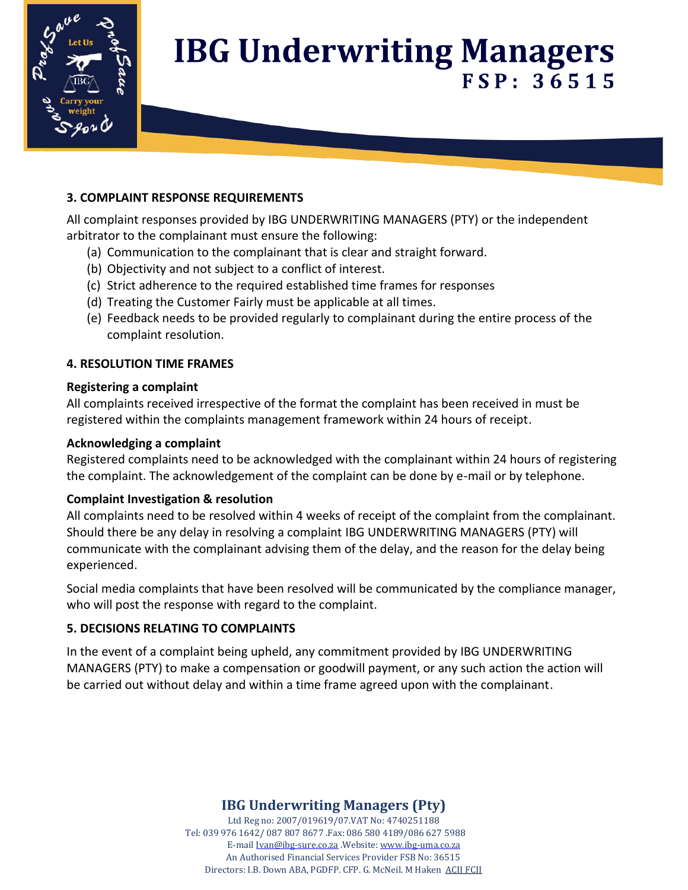**3. COMPLAINT RESPONSE REQUIREMENTS**

All complaint responses provided by IBG UNDERWRITING MANAGERS (PTY) or the independent arbitrator to the complainant must ensure the following:

(a) Communication to the complainant that is clear and straight forward.
(b) Objectivity and not subject to a conflict of interest.
(c) Strict adherence to the required established time frames for responses
(d) Treating the Customer Fairly must be applicable at all times.
(e) Feedback needs to be provided regularly to complainant during the entire process of the complaint resolution.

**4. RESOLUTION TIME FRAMES**

**Registering a complaint**
All complaints received irrespective of the format the complaint has been received in must be registered within the complaints management framework within 24 hours of receipt.

**Acknowledging a complaint**
Registered complaints need to be acknowledged with the complainant within 24 hours of registering the complaint. The acknowledgement of the complaint can be done by e-mail or by telephone.

**Complaint Investigation & resolution**
All complaints need to be resolved within 4 weeks of receipt of the complaint from the complainant. Should there be any delay in resolving a complaint IBG UNDERWRITING MANAGERS (PTY) will communicate with the complainant advising them of the delay, and the reason for the delay being experienced.

Social media complaints that have been resolved will be communicated by the compliance manager, who will post the response with regard to the complaint.

**5. DECISIONS RELATING TO COMPLAINTS**

In the event of a complaint being upheld, any commitment provided by IBG UNDERWRITING MANAGERS (PTY) to make a compensation or goodwill payment, or any such action the action will be carried out without delay and within a time frame agreed upon with the complainant.